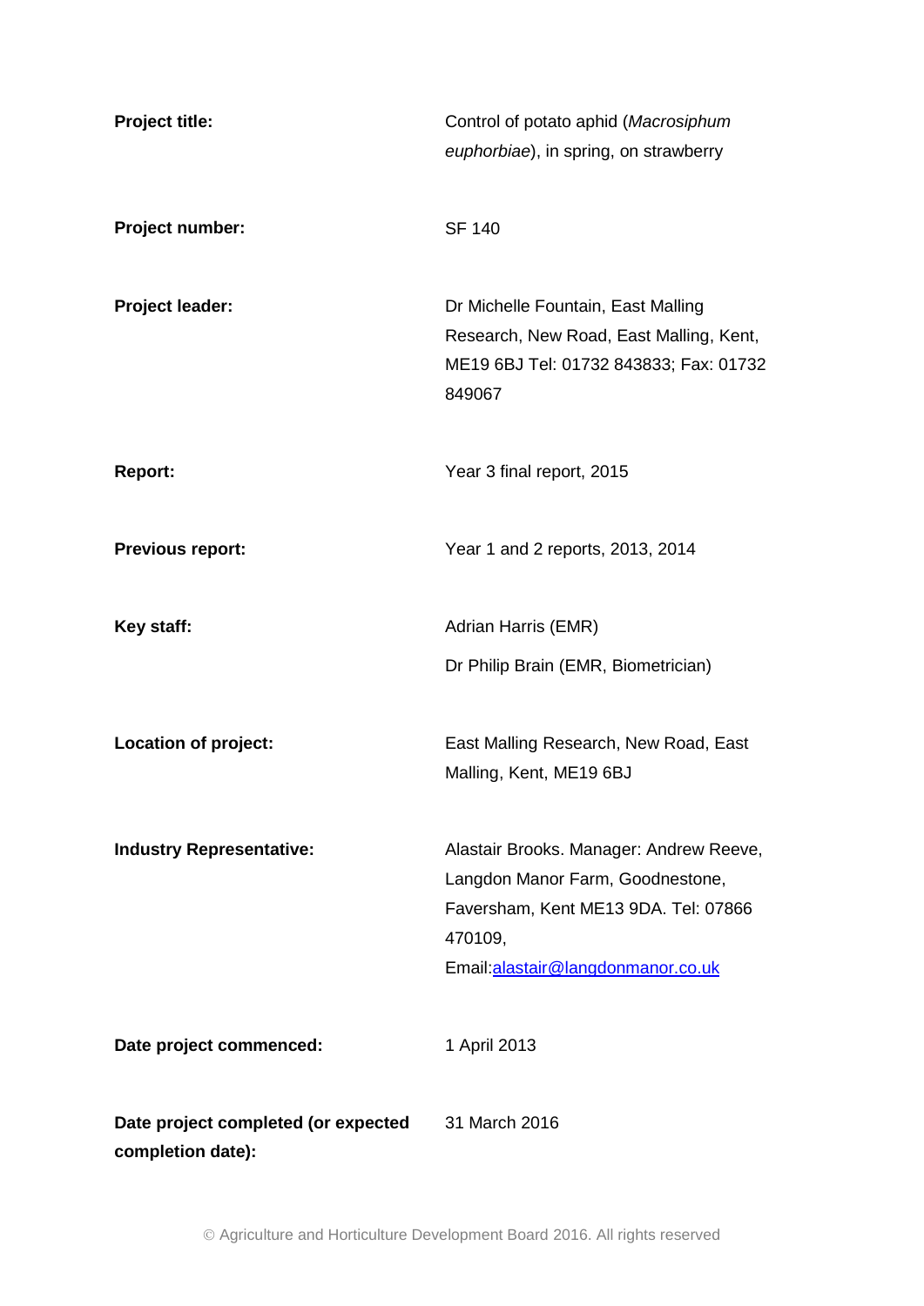| | |
|---|---|
| **Project title:** | Control of potato aphid (*Macrosiphum euphorbiae*), in spring, on strawberry |
| **Project number:** | SF 140 |
| **Project leader:** | Dr Michelle Fountain, East Malling Research, New Road, East Malling, Kent, ME19 6BJ Tel: 01732 843833; Fax: 01732 849067 |
| **Report:** | Year 3 final report, 2015 |
| **Previous report:** | Year 1 and 2 reports, 2013, 2014 |
| **Key staff:** | Adrian Harris (EMR)<br>Dr Philip Brain (EMR, Biometrician) |
| **Location of project:** | East Malling Research, New Road, East Malling, Kent, ME19 6BJ |
| **Industry Representative:** | Alastair Brooks. Manager: Andrew Reeve, Langdon Manor Farm, Goodnestone, Faversham, Kent ME13 9DA. Tel: 07866 470109, Email:alastair@langdonmanor.co.uk |
| **Date project commenced:** | 1 April 2013 |
| **Date project completed (or expected completion date):** | 31 March 2016 |

© Agriculture and Horticulture Development Board 2016. All rights reserved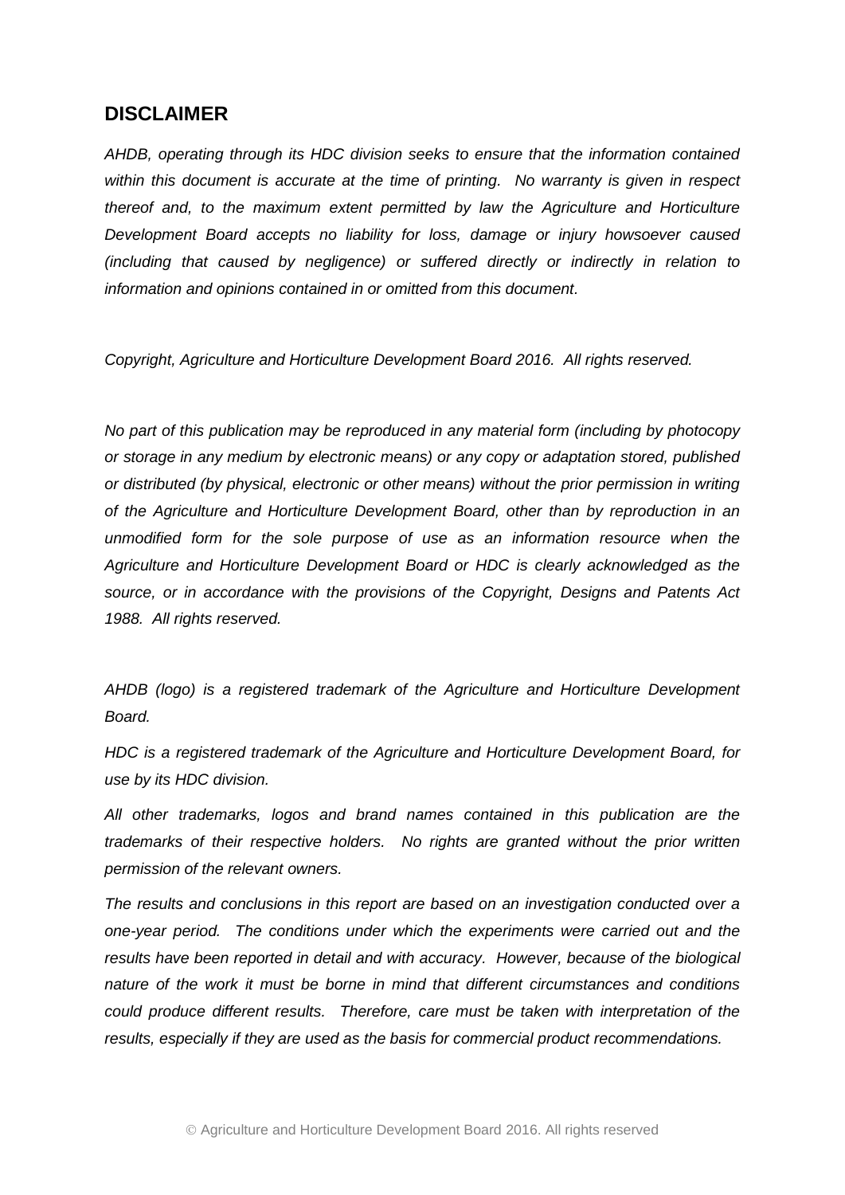## DISCLAIMER

*AHDB, operating through its HDC division seeks to ensure that the information contained within this document is accurate at the time of printing. No warranty is given in respect thereof and, to the maximum extent permitted by law the Agriculture and Horticulture Development Board accepts no liability for loss, damage or injury howsoever caused (including that caused by negligence) or suffered directly or indirectly in relation to information and opinions contained in or omitted from this document.*

*Copyright, Agriculture and Horticulture Development Board 2016. All rights reserved.*

*No part of this publication may be reproduced in any material form (including by photocopy or storage in any medium by electronic means) or any copy or adaptation stored, published or distributed (by physical, electronic or other means) without the prior permission in writing of the Agriculture and Horticulture Development Board, other than by reproduction in an unmodified form for the sole purpose of use as an information resource when the Agriculture and Horticulture Development Board or HDC is clearly acknowledged as the source, or in accordance with the provisions of the Copyright, Designs and Patents Act 1988. All rights reserved.*

*AHDB (logo) is a registered trademark of the Agriculture and Horticulture Development Board.*

*HDC is a registered trademark of the Agriculture and Horticulture Development Board, for use by its HDC division.*

*All other trademarks, logos and brand names contained in this publication are the trademarks of their respective holders. No rights are granted without the prior written permission of the relevant owners.*

*The results and conclusions in this report are based on an investigation conducted over a one-year period. The conditions under which the experiments were carried out and the results have been reported in detail and with accuracy. However, because of the biological nature of the work it must be borne in mind that different circumstances and conditions could produce different results. Therefore, care must be taken with interpretation of the results, especially if they are used as the basis for commercial product recommendations.*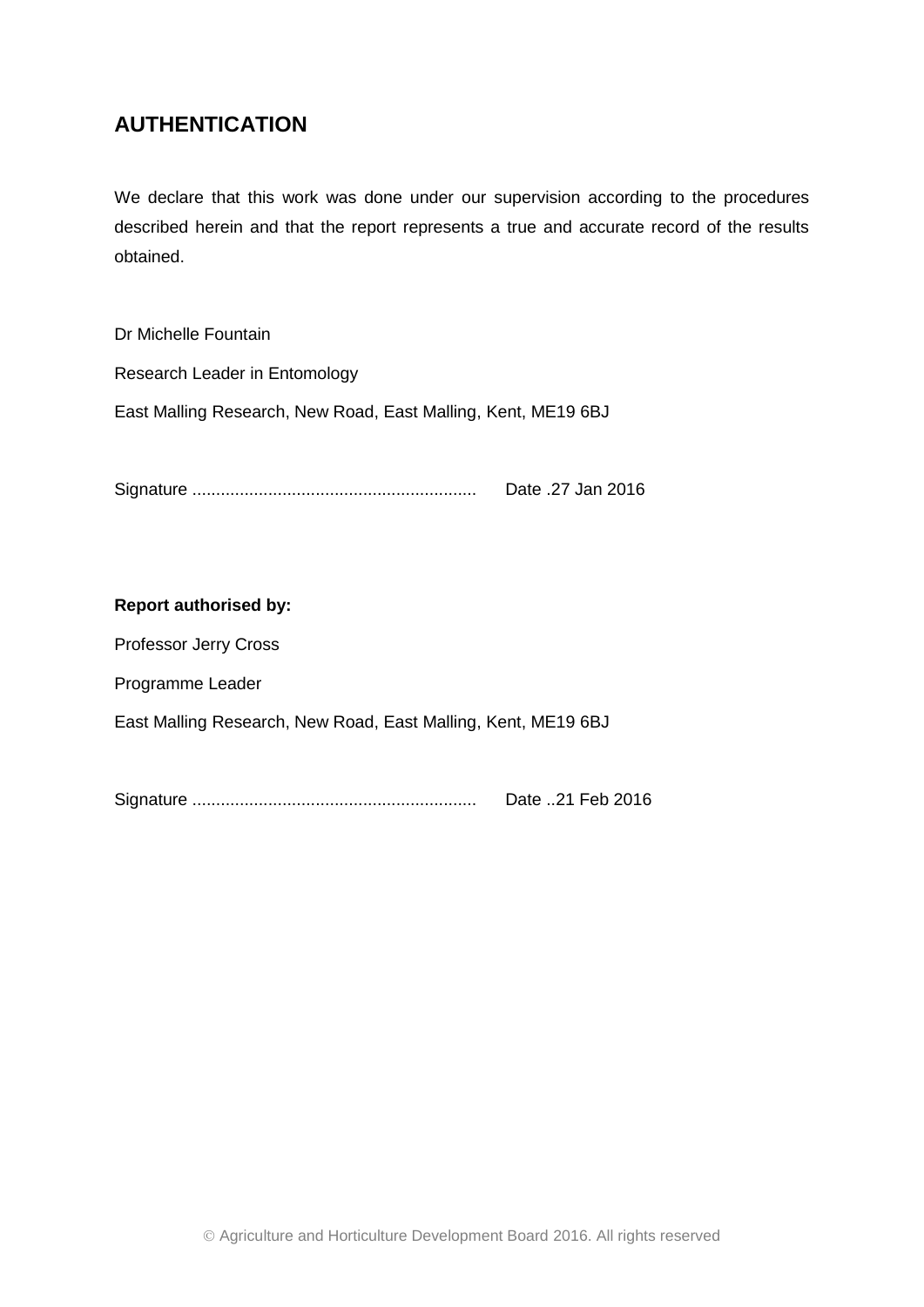## AUTHENTICATION

We declare that this work was done under our supervision according to the procedures described herein and that the report represents a true and accurate record of the results obtained.

Dr Michelle Fountain

Research Leader in Entomology

East Malling Research, New Road, East Malling, Kent, ME19 6BJ

Signature ............................................................ Date .27 Jan 2016

**Report authorised by:**

Professor Jerry Cross

Programme Leader

East Malling Research, New Road, East Malling, Kent, ME19 6BJ

Signature ............................................................ Date ..21 Feb 2016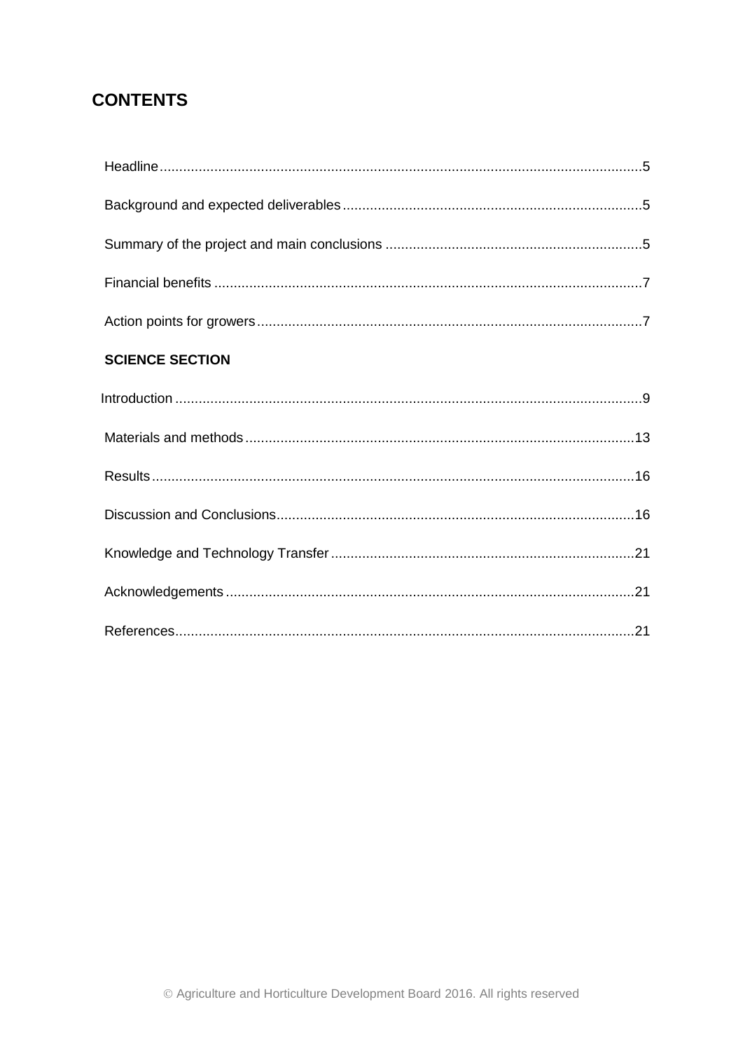# CONTENTS

Headline....................5

Background and expected deliverables....................5

Summary of the project and main conclusions....................5

Financial benefits....................7

Action points for growers....................7

**SCIENCE SECTION**

Introduction....................9

Materials and methods....................13

Results....................16

Discussion and Conclusions....................16

Knowledge and Technology Transfer....................21

Acknowledgements....................21

References....................21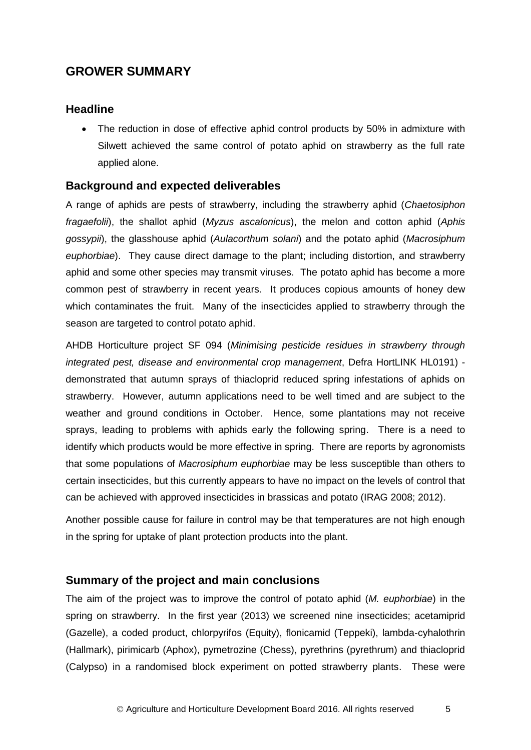## GROWER SUMMARY

### Headline

- The reduction in dose of effective aphid control products by 50% in admixture with Silwett achieved the same control of potato aphid on strawberry as the full rate applied alone.

### Background and expected deliverables

A range of aphids are pests of strawberry, including the strawberry aphid (*Chaetosiphon fragaefolii*), the shallot aphid (*Myzus ascalonicus*), the melon and cotton aphid (*Aphis gossypii*), the glasshouse aphid (*Aulacorthum solani*) and the potato aphid (*Macrosiphum euphorbiae*). They cause direct damage to the plant; including distortion, and strawberry aphid and some other species may transmit viruses. The potato aphid has become a more common pest of strawberry in recent years. It produces copious amounts of honey dew which contaminates the fruit. Many of the insecticides applied to strawberry through the season are targeted to control potato aphid.

AHDB Horticulture project SF 094 (*Minimising pesticide residues in strawberry through integrated pest, disease and environmental crop management*, Defra HortLINK HL0191) - demonstrated that autumn sprays of thiacloprid reduced spring infestations of aphids on strawberry. However, autumn applications need to be well timed and are subject to the weather and ground conditions in October. Hence, some plantations may not receive sprays, leading to problems with aphids early the following spring. There is a need to identify which products would be more effective in spring. There are reports by agronomists that some populations of *Macrosiphum euphorbiae* may be less susceptible than others to certain insecticides, but this currently appears to have no impact on the levels of control that can be achieved with approved insecticides in brassicas and potato (IRAG 2008; 2012).

Another possible cause for failure in control may be that temperatures are not high enough in the spring for uptake of plant protection products into the plant.

### Summary of the project and main conclusions

The aim of the project was to improve the control of potato aphid (*M. euphorbiae*) in the spring on strawberry. In the first year (2013) we screened nine insecticides; acetamiprid (Gazelle), a coded product, chlorpyrifos (Equity), flonicamid (Teppeki), lambda-cyhalothrin (Hallmark), pirimicarb (Aphox), pymetrozine (Chess), pyrethrins (pyrethrum) and thiacloprid (Calypso) in a randomised block experiment on potted strawberry plants. These were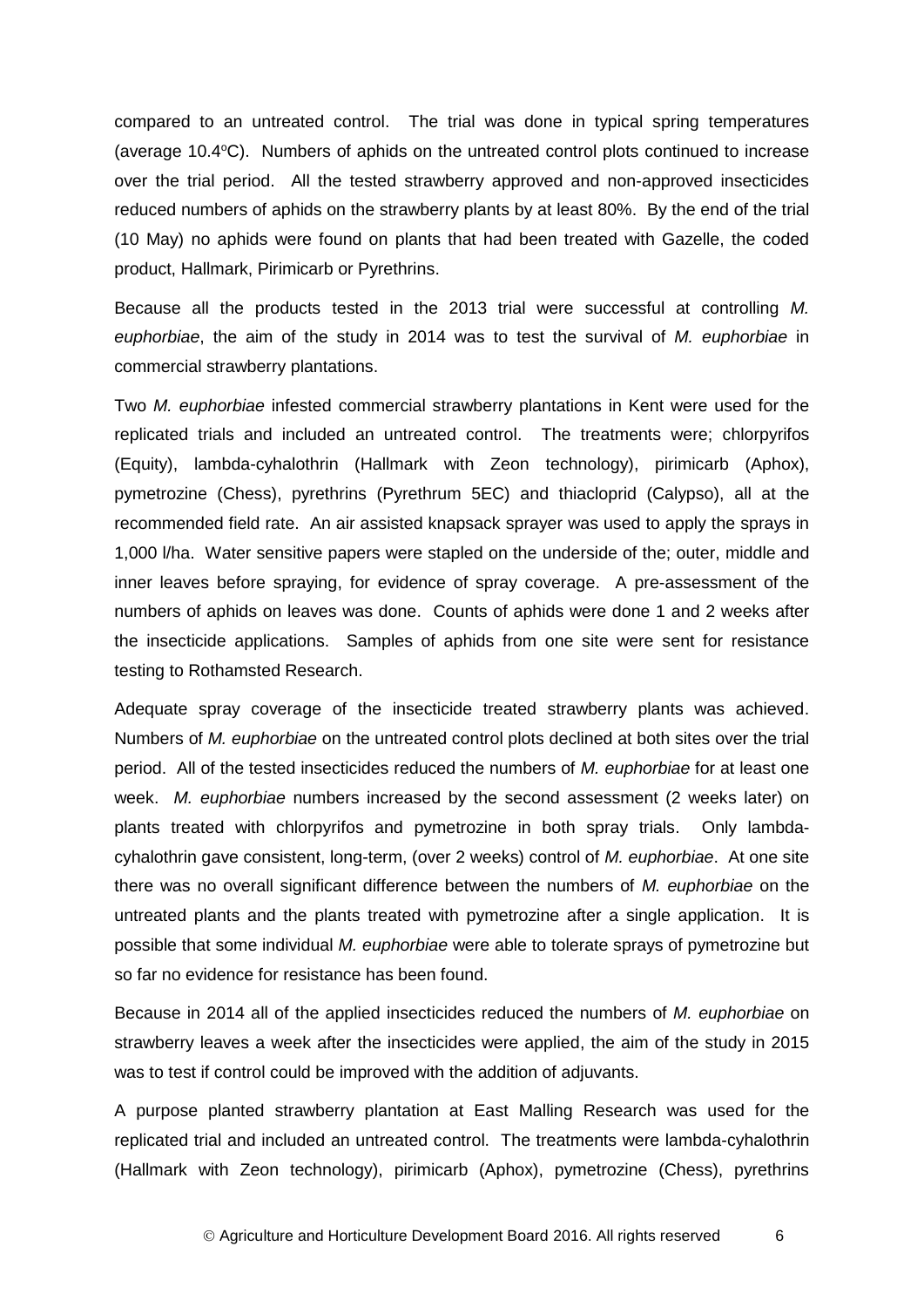compared to an untreated control. The trial was done in typical spring temperatures (average 10.4°C). Numbers of aphids on the untreated control plots continued to increase over the trial period. All the tested strawberry approved and non-approved insecticides reduced numbers of aphids on the strawberry plants by at least 80%. By the end of the trial (10 May) no aphids were found on plants that had been treated with Gazelle, the coded product, Hallmark, Pirimicarb or Pyrethrins.

Because all the products tested in the 2013 trial were successful at controlling *M. euphorbiae*, the aim of the study in 2014 was to test the survival of *M. euphorbiae* in commercial strawberry plantations.

Two *M. euphorbiae* infested commercial strawberry plantations in Kent were used for the replicated trials and included an untreated control. The treatments were; chlorpyrifos (Equity), lambda-cyhalothrin (Hallmark with Zeon technology), pirimicarb (Aphox), pymetrozine (Chess), pyrethrins (Pyrethrum 5EC) and thiacloprid (Calypso), all at the recommended field rate. An air assisted knapsack sprayer was used to apply the sprays in 1,000 l/ha. Water sensitive papers were stapled on the underside of the; outer, middle and inner leaves before spraying, for evidence of spray coverage. A pre-assessment of the numbers of aphids on leaves was done. Counts of aphids were done 1 and 2 weeks after the insecticide applications. Samples of aphids from one site were sent for resistance testing to Rothamsted Research.

Adequate spray coverage of the insecticide treated strawberry plants was achieved. Numbers of *M. euphorbiae* on the untreated control plots declined at both sites over the trial period. All of the tested insecticides reduced the numbers of *M. euphorbiae* for at least one week. *M. euphorbiae* numbers increased by the second assessment (2 weeks later) on plants treated with chlorpyrifos and pymetrozine in both spray trials. Only lambda-cyhalothrin gave consistent, long-term, (over 2 weeks) control of *M. euphorbiae*. At one site there was no overall significant difference between the numbers of *M. euphorbiae* on the untreated plants and the plants treated with pymetrozine after a single application. It is possible that some individual *M. euphorbiae* were able to tolerate sprays of pymetrozine but so far no evidence for resistance has been found.

Because in 2014 all of the applied insecticides reduced the numbers of *M. euphorbiae* on strawberry leaves a week after the insecticides were applied, the aim of the study in 2015 was to test if control could be improved with the addition of adjuvants.

A purpose planted strawberry plantation at East Malling Research was used for the replicated trial and included an untreated control. The treatments were lambda-cyhalothrin (Hallmark with Zeon technology), pirimicarb (Aphox), pymetrozine (Chess), pyrethrins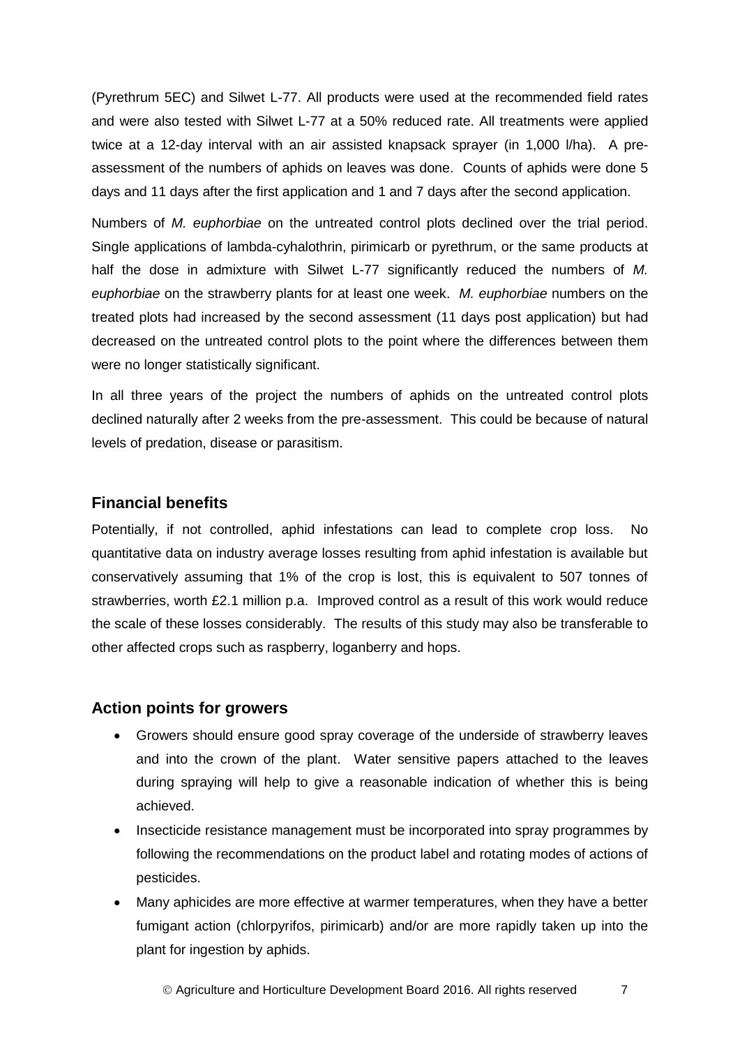(Pyrethrum 5EC) and Silwet L-77. All products were used at the recommended field rates and were also tested with Silwet L-77 at a 50% reduced rate. All treatments were applied twice at a 12-day interval with an air assisted knapsack sprayer (in 1,000 l/ha). A pre-assessment of the numbers of aphids on leaves was done. Counts of aphids were done 5 days and 11 days after the first application and 1 and 7 days after the second application.

Numbers of *M. euphorbiae* on the untreated control plots declined over the trial period. Single applications of lambda-cyhalothrin, pirimicarb or pyrethrum, or the same products at half the dose in admixture with Silwet L-77 significantly reduced the numbers of *M. euphorbiae* on the strawberry plants for at least one week. *M. euphorbiae* numbers on the treated plots had increased by the second assessment (11 days post application) but had decreased on the untreated control plots to the point where the differences between them were no longer statistically significant.

In all three years of the project the numbers of aphids on the untreated control plots declined naturally after 2 weeks from the pre-assessment. This could be because of natural levels of predation, disease or parasitism.

## Financial benefits

Potentially, if not controlled, aphid infestations can lead to complete crop loss. No quantitative data on industry average losses resulting from aphid infestation is available but conservatively assuming that 1% of the crop is lost, this is equivalent to 507 tonnes of strawberries, worth £2.1 million p.a. Improved control as a result of this work would reduce the scale of these losses considerably. The results of this study may also be transferable to other affected crops such as raspberry, loganberry and hops.

## Action points for growers

- Growers should ensure good spray coverage of the underside of strawberry leaves and into the crown of the plant. Water sensitive papers attached to the leaves during spraying will help to give a reasonable indication of whether this is being achieved.
- Insecticide resistance management must be incorporated into spray programmes by following the recommendations on the product label and rotating modes of actions of pesticides.
- Many aphicides are more effective at warmer temperatures, when they have a better fumigant action (chlorpyrifos, pirimicarb) and/or are more rapidly taken up into the plant for ingestion by aphids.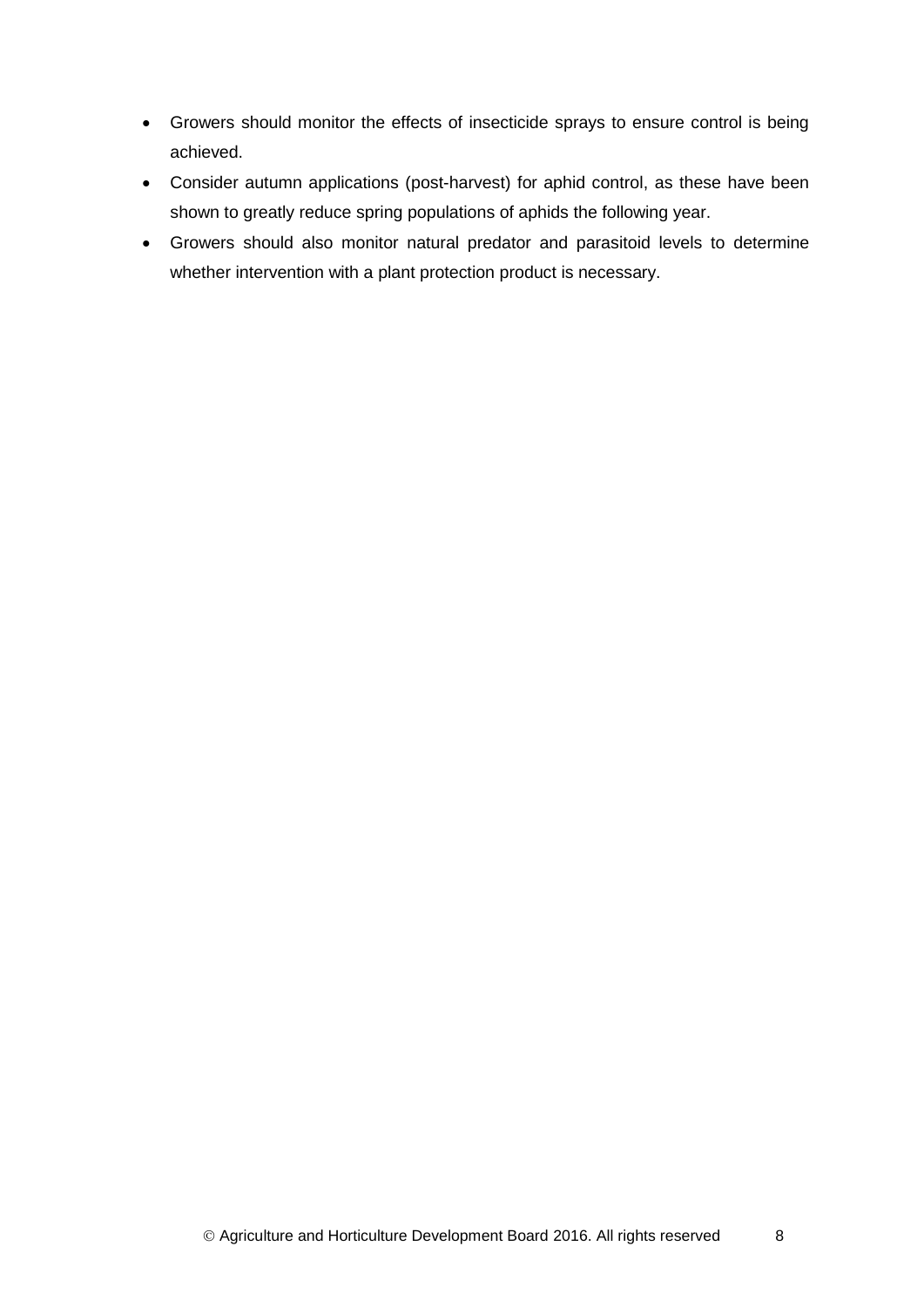- Growers should monitor the effects of insecticide sprays to ensure control is being achieved.
- Consider autumn applications (post-harvest) for aphid control, as these have been shown to greatly reduce spring populations of aphids the following year.
- Growers should also monitor natural predator and parasitoid levels to determine whether intervention with a plant protection product is necessary.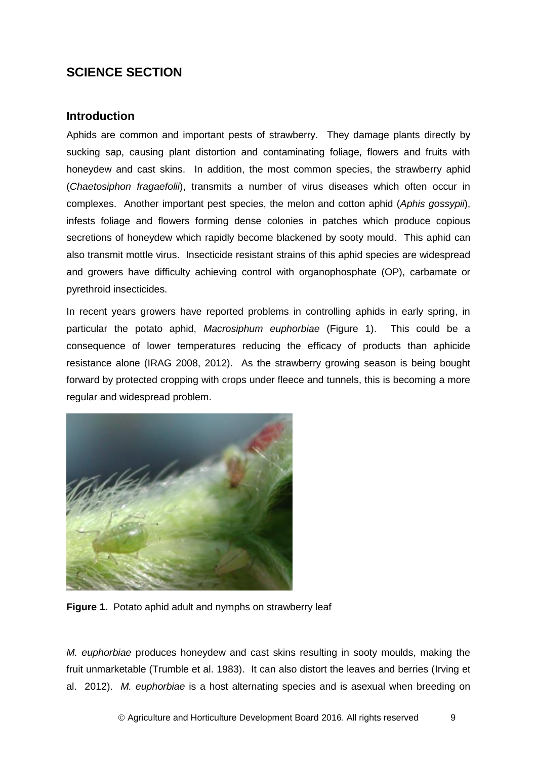# SCIENCE SECTION

## Introduction

Aphids are common and important pests of strawberry. They damage plants directly by sucking sap, causing plant distortion and contaminating foliage, flowers and fruits with honeydew and cast skins. In addition, the most common species, the strawberry aphid (*Chaetosiphon fragaefolii*), transmits a number of virus diseases which often occur in complexes. Another important pest species, the melon and cotton aphid (*Aphis gossypii*), infests foliage and flowers forming dense colonies in patches which produce copious secretions of honeydew which rapidly become blackened by sooty mould. This aphid can also transmit mottle virus. Insecticide resistant strains of this aphid species are widespread and growers have difficulty achieving control with organophosphate (OP), carbamate or pyrethroid insecticides.

In recent years growers have reported problems in controlling aphids in early spring, in particular the potato aphid, *Macrosiphum euphorbiae* (Figure 1). This could be a consequence of lower temperatures reducing the efficacy of products than aphicide resistance alone (IRAG 2008, 2012). As the strawberry growing season is being bought forward by protected cropping with crops under fleece and tunnels, this is becoming a more regular and widespread problem.

**Figure 1.** Potato aphid adult and nymphs on strawberry leaf

*M. euphorbiae* produces honeydew and cast skins resulting in sooty moulds, making the fruit unmarketable (Trumble et al. 1983). It can also distort the leaves and berries (Irving et al. 2012). *M. euphorbiae* is a host alternating species and is asexual when breeding on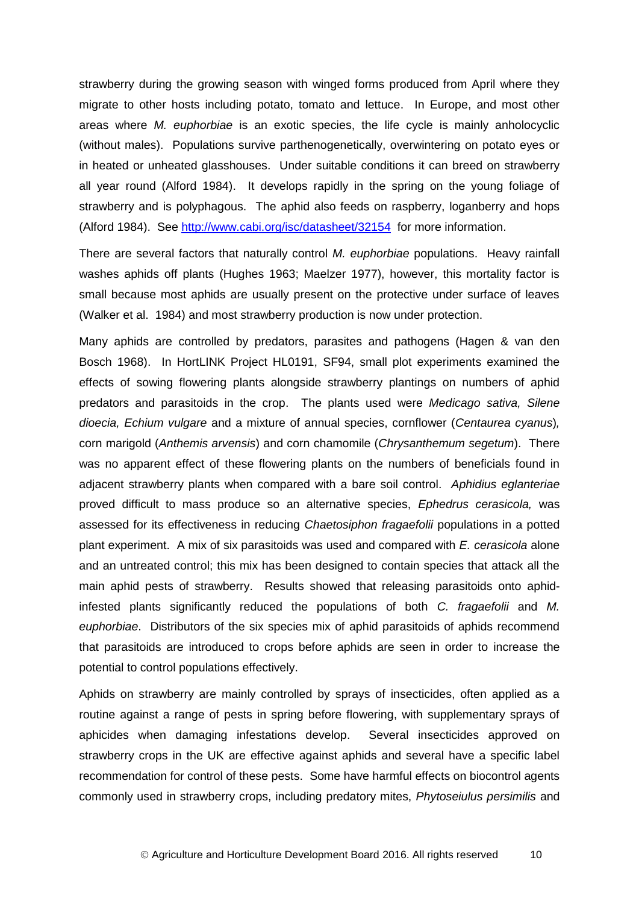strawberry during the growing season with winged forms produced from April where they migrate to other hosts including potato, tomato and lettuce. In Europe, and most other areas where *M. euphorbiae* is an exotic species, the life cycle is mainly anholocyclic (without males). Populations survive parthenogenetically, overwintering on potato eyes or in heated or unheated glasshouses. Under suitable conditions it can breed on strawberry all year round (Alford 1984). It develops rapidly in the spring on the young foliage of strawberry and is polyphagous. The aphid also feeds on raspberry, loganberry and hops (Alford 1984). See [http://www.cabi.org/isc/datasheet/32154](http://www.cabi.org/isc/datasheet/32154) for more information.

There are several factors that naturally control *M. euphorbiae* populations. Heavy rainfall washes aphids off plants (Hughes 1963; Maelzer 1977), however, this mortality factor is small because most aphids are usually present on the protective under surface of leaves (Walker et al. 1984) and most strawberry production is now under protection.

Many aphids are controlled by predators, parasites and pathogens (Hagen & van den Bosch 1968). In HortLINK Project HL0191, SF94, small plot experiments examined the effects of sowing flowering plants alongside strawberry plantings on numbers of aphid predators and parasitoids in the crop. The plants used were *Medicago sativa, Silene dioecia, Echium vulgare* and a mixture of annual species, cornflower (*Centaurea cyanus*), corn marigold (*Anthemis arvensis*) and corn chamomile (*Chrysanthemum segetum*). There was no apparent effect of these flowering plants on the numbers of beneficials found in adjacent strawberry plants when compared with a bare soil control. *Aphidius eglanteriae* proved difficult to mass produce so an alternative species, *Ephedrus cerasicola,* was assessed for its effectiveness in reducing *Chaetosiphon fragaefolii* populations in a potted plant experiment. A mix of six parasitoids was used and compared with *E. cerasicola* alone and an untreated control; this mix has been designed to contain species that attack all the main aphid pests of strawberry. Results showed that releasing parasitoids onto aphid-infested plants significantly reduced the populations of both *C. fragaefolii* and *M. euphorbiae*. Distributors of the six species mix of aphid parasitoids of aphids recommend that parasitoids are introduced to crops before aphids are seen in order to increase the potential to control populations effectively.

Aphids on strawberry are mainly controlled by sprays of insecticides, often applied as a routine against a range of pests in spring before flowering, with supplementary sprays of aphicides when damaging infestations develop. Several insecticides approved on strawberry crops in the UK are effective against aphids and several have a specific label recommendation for control of these pests. Some have harmful effects on biocontrol agents commonly used in strawberry crops, including predatory mites, *Phytoseiulus persimilis* and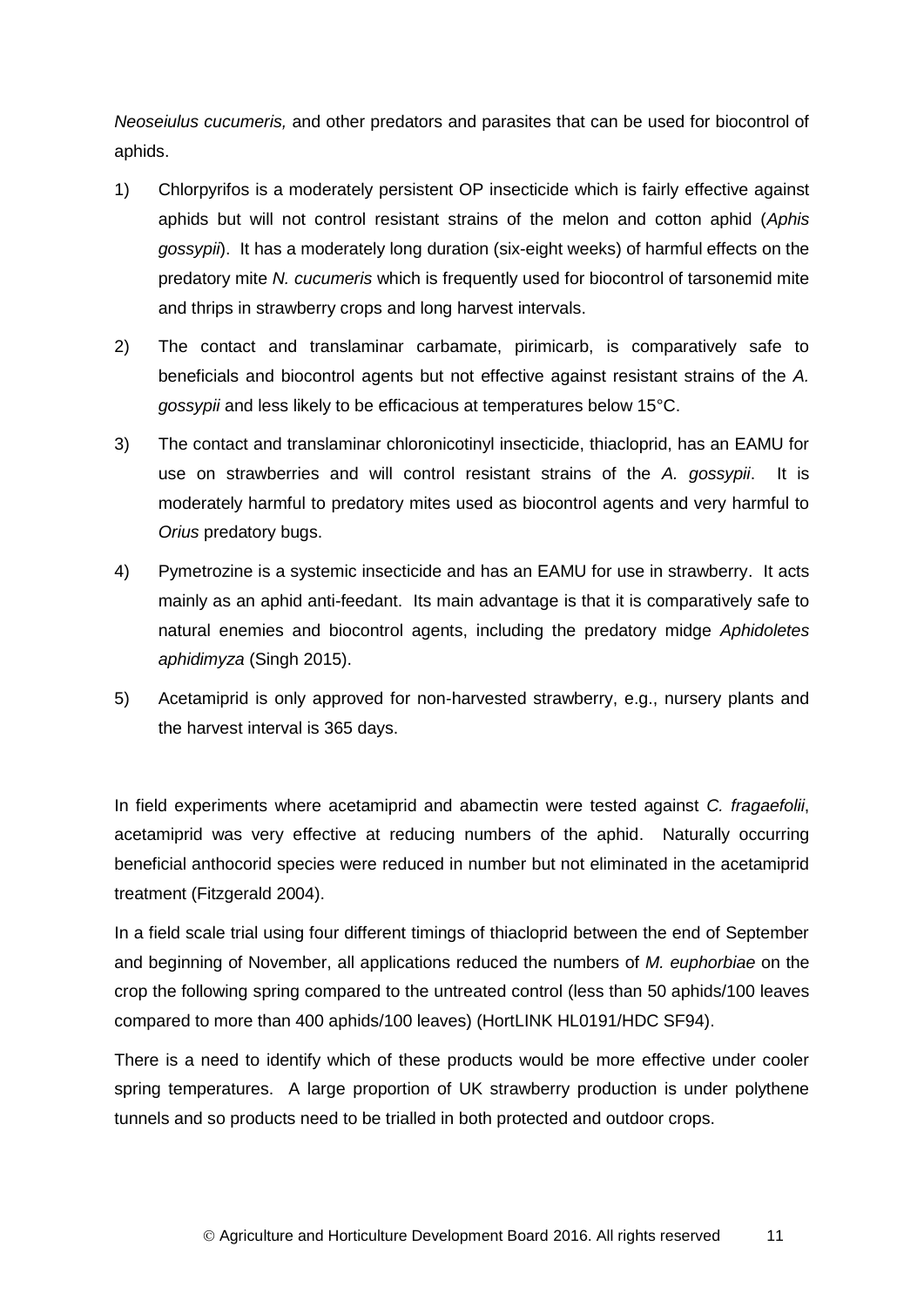*Neoseiulus cucumeris,* and other predators and parasites that can be used for biocontrol of aphids.

1) Chlorpyrifos is a moderately persistent OP insecticide which is fairly effective against aphids but will not control resistant strains of the melon and cotton aphid (*Aphis gossypii*). It has a moderately long duration (six-eight weeks) of harmful effects on the predatory mite *N. cucumeris* which is frequently used for biocontrol of tarsonemid mite and thrips in strawberry crops and long harvest intervals.

2) The contact and translaminar carbamate, pirimicarb, is comparatively safe to beneficials and biocontrol agents but not effective against resistant strains of the *A. gossypii* and less likely to be efficacious at temperatures below 15°C.

3) The contact and translaminar chloronicotinyl insecticide, thiacloprid, has an EAMU for use on strawberries and will control resistant strains of the *A. gossypii*. It is moderately harmful to predatory mites used as biocontrol agents and very harmful to *Orius* predatory bugs.

4) Pymetrozine is a systemic insecticide and has an EAMU for use in strawberry. It acts mainly as an aphid anti-feedant. Its main advantage is that it is comparatively safe to natural enemies and biocontrol agents, including the predatory midge *Aphidoletes aphidimyza* (Singh 2015).

5) Acetamiprid is only approved for non-harvested strawberry, e.g., nursery plants and the harvest interval is 365 days.

In field experiments where acetamiprid and abamectin were tested against *C. fragaefolii*, acetamiprid was very effective at reducing numbers of the aphid. Naturally occurring beneficial anthocorid species were reduced in number but not eliminated in the acetamiprid treatment (Fitzgerald 2004).

In a field scale trial using four different timings of thiacloprid between the end of September and beginning of November, all applications reduced the numbers of *M. euphorbiae* on the crop the following spring compared to the untreated control (less than 50 aphids/100 leaves compared to more than 400 aphids/100 leaves) (HortLINK HL0191/HDC SF94).

There is a need to identify which of these products would be more effective under cooler spring temperatures. A large proportion of UK strawberry production is under polythene tunnels and so products need to be trialled in both protected and outdoor crops.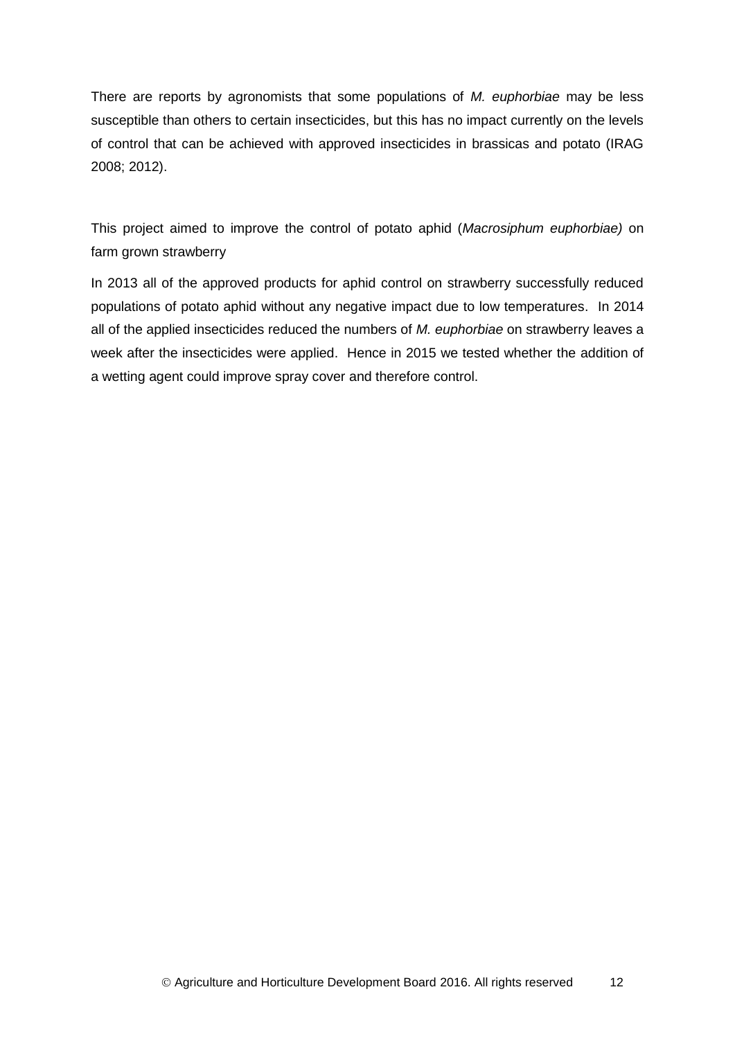There are reports by agronomists that some populations of *M. euphorbiae* may be less susceptible than others to certain insecticides, but this has no impact currently on the levels of control that can be achieved with approved insecticides in brassicas and potato (IRAG 2008; 2012).

This project aimed to improve the control of potato aphid (*Macrosiphum euphorbiae)* on farm grown strawberry

In 2013 all of the approved products for aphid control on strawberry successfully reduced populations of potato aphid without any negative impact due to low temperatures. In 2014 all of the applied insecticides reduced the numbers of *M. euphorbiae* on strawberry leaves a week after the insecticides were applied. Hence in 2015 we tested whether the addition of a wetting agent could improve spray cover and therefore control.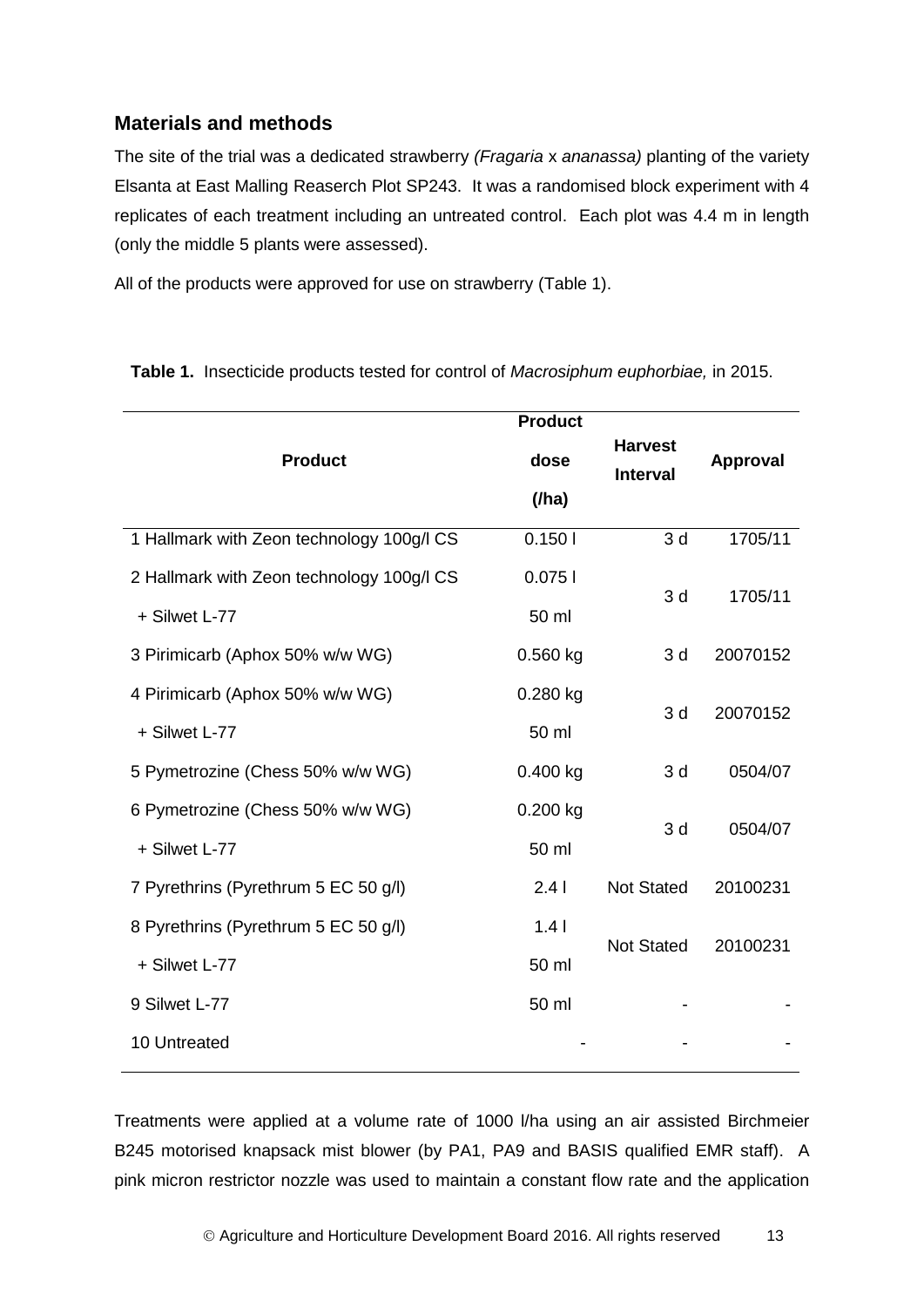## Materials and methods

The site of the trial was a dedicated strawberry *(Fragaria* x *ananassa)* planting of the variety Elsanta at East Malling Reaserch Plot SP243. It was a randomised block experiment with 4 replicates of each treatment including an untreated control. Each plot was 4.4 m in length (only the middle 5 plants were assessed).

All of the products were approved for use on strawberry (Table 1).

**Table 1.** Insecticide products tested for control of *Macrosiphum euphorbiae,* in 2015.

| Product | Product dose (/ha) | Harvest Interval | Approval |
|---|---|---|---|
| 1 Hallmark with Zeon technology 100g/l CS | 0.150 l | 3 d | 1705/11 |
| 2 Hallmark with Zeon technology 100g/l CS | 0.075 l | 3 d | 1705/11 |
| + Silwet L-77 | 50 ml | | |
| 3 Pirimicarb (Aphox 50% w/w WG) | 0.560 kg | 3 d | 20070152 |
| 4 Pirimicarb (Aphox 50% w/w WG) | 0.280 kg | 3 d | 20070152 |
| + Silwet L-77 | 50 ml | | |
| 5 Pymetrozine (Chess 50% w/w WG) | 0.400 kg | 3 d | 0504/07 |
| 6 Pymetrozine (Chess 50% w/w WG) | 0.200 kg | 3 d | 0504/07 |
| + Silwet L-77 | 50 ml | | |
| 7 Pyrethrins (Pyrethrum 5 EC 50 g/l) | 2.4 l | Not Stated | 20100231 |
| 8 Pyrethrins (Pyrethrum 5 EC 50 g/l) | 1.4 l | Not Stated | 20100231 |
| + Silwet L-77 | 50 ml | | |
| 9 Silwet L-77 | 50 ml | - | - |
| 10 Untreated | - | - | - |

Treatments were applied at a volume rate of 1000 l/ha using an air assisted Birchmeier B245 motorised knapsack mist blower (by PA1, PA9 and BASIS qualified EMR staff). A pink micron restrictor nozzle was used to maintain a constant flow rate and the application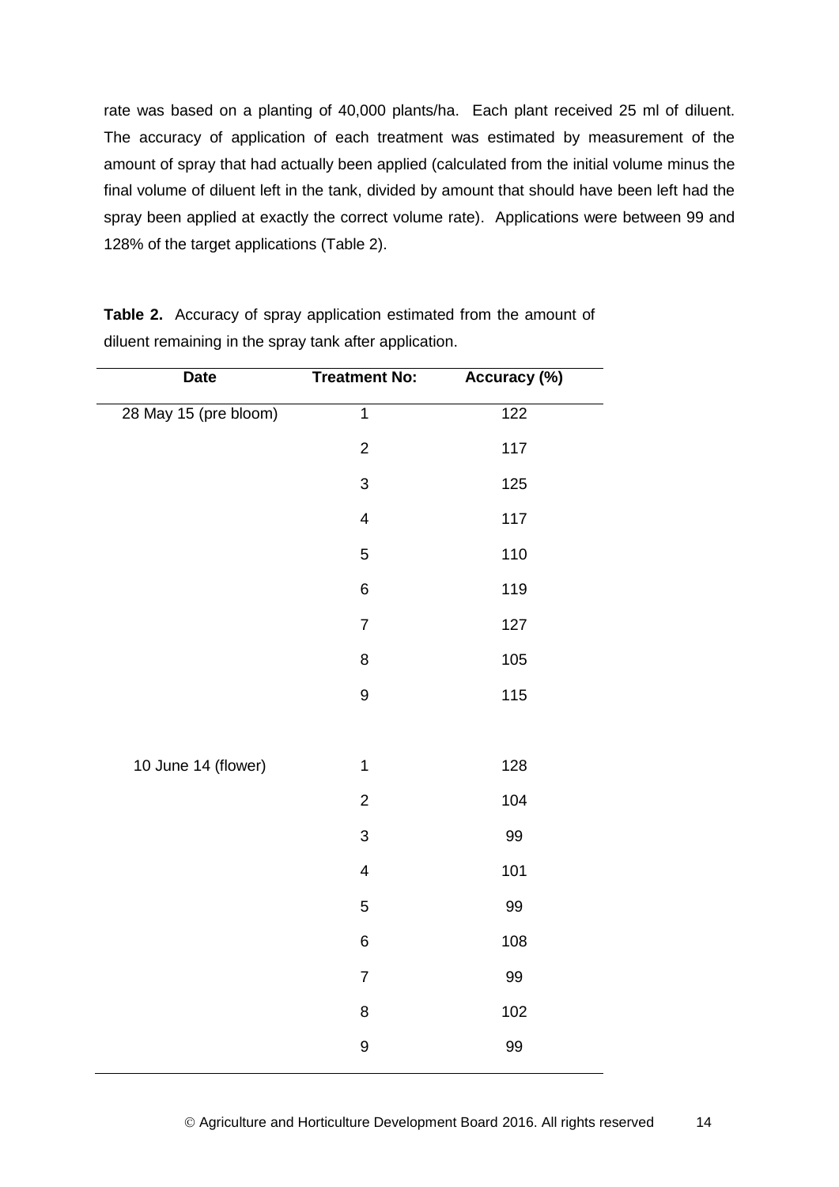rate was based on a planting of 40,000 plants/ha. Each plant received 25 ml of diluent. The accuracy of application of each treatment was estimated by measurement of the amount of spray that had actually been applied (calculated from the initial volume minus the final volume of diluent left in the tank, divided by amount that should have been left had the spray been applied at exactly the correct volume rate). Applications were between 99 and 128% of the target applications (Table 2).

**Table 2.** Accuracy of spray application estimated from the amount of diluent remaining in the spray tank after application.

| Date | Treatment No: | Accuracy (%) |
|---|---|---|
| 28 May 15 (pre bloom) | 1 | 122 |
| | 2 | 117 |
| | 3 | 125 |
| | 4 | 117 |
| | 5 | 110 |
| | 6 | 119 |
| | 7 | 127 |
| | 8 | 105 |
| | 9 | 115 |
| | | |
| 10 June 14 (flower) | 1 | 128 |
| | 2 | 104 |
| | 3 | 99 |
| | 4 | 101 |
| | 5 | 99 |
| | 6 | 108 |
| | 7 | 99 |
| | 8 | 102 |
| | 9 | 99 |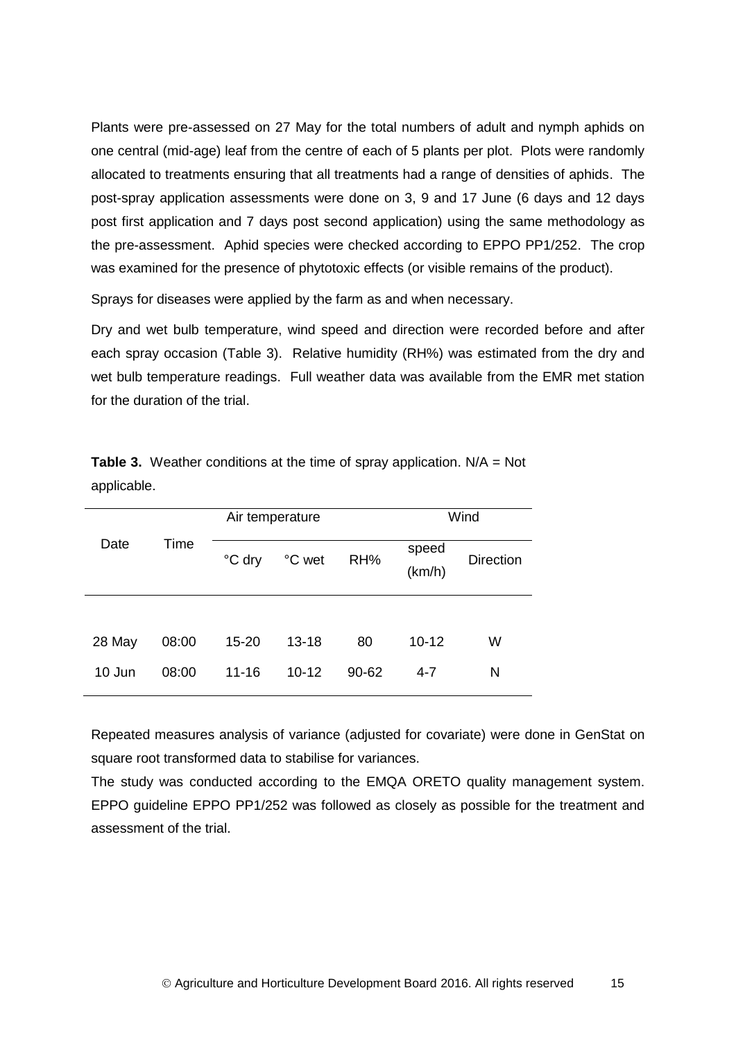Plants were pre-assessed on 27 May for the total numbers of adult and nymph aphids on one central (mid-age) leaf from the centre of each of 5 plants per plot. Plots were randomly allocated to treatments ensuring that all treatments had a range of densities of aphids. The post-spray application assessments were done on 3, 9 and 17 June (6 days and 12 days post first application and 7 days post second application) using the same methodology as the pre-assessment. Aphid species were checked according to EPPO PP1/252. The crop was examined for the presence of phytotoxic effects (or visible remains of the product).

Sprays for diseases were applied by the farm as and when necessary.

Dry and wet bulb temperature, wind speed and direction were recorded before and after each spray occasion (Table 3). Relative humidity (RH%) was estimated from the dry and wet bulb temperature readings. Full weather data was available from the EMR met station for the duration of the trial.

**Table 3.** Weather conditions at the time of spray application. N/A = Not applicable.

| Date | Time | Air temperature | | | Wind | |
|---|---|---|---|---|---|---|
| | | °C dry | °C wet | RH% | speed (km/h) | Direction |
| 28 May | 08:00 | 15-20 | 13-18 | 80 | 10-12 | W |
| 10 Jun | 08:00 | 11-16 | 10-12 | 90-62 | 4-7 | N |

Repeated measures analysis of variance (adjusted for covariate) were done in GenStat on square root transformed data to stabilise for variances.

The study was conducted according to the EMQA ORETO quality management system. EPPO guideline EPPO PP1/252 was followed as closely as possible for the treatment and assessment of the trial.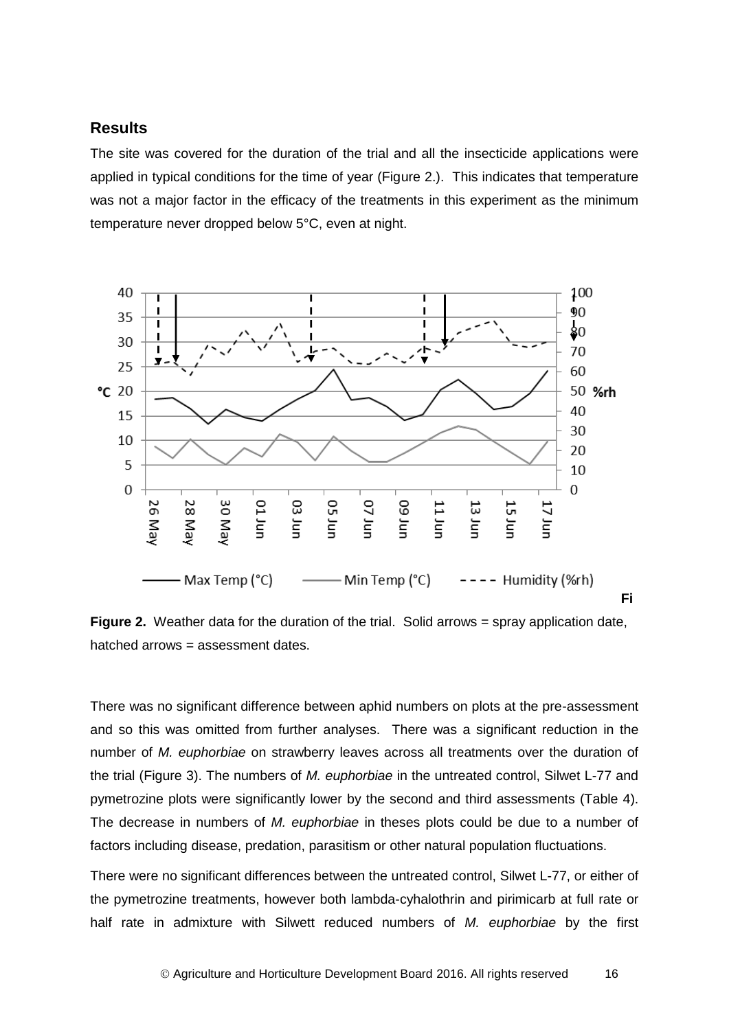## Results

The site was covered for the duration of the trial and all the insecticide applications were applied in typical conditions for the time of year (Figure 2.). This indicates that temperature was not a major factor in the efficacy of the treatments in this experiment as the minimum temperature never dropped below 5°C, even at night.

**Figure 2.** Weather data for the duration of the trial. Solid arrows = spray application date, hatched arrows = assessment dates.

There was no significant difference between aphid numbers on plots at the pre-assessment and so this was omitted from further analyses. There was a significant reduction in the number of *M. euphorbiae* on strawberry leaves across all treatments over the duration of the trial (Figure 3). The numbers of *M. euphorbiae* in the untreated control, Silwet L-77 and pymetrozine plots were significantly lower by the second and third assessments (Table 4). The decrease in numbers of *M. euphorbiae* in theses plots could be due to a number of factors including disease, predation, parasitism or other natural population fluctuations.

There were no significant differences between the untreated control, Silwet L-77, or either of the pymetrozine treatments, however both lambda-cyhalothrin and pirimicarb at full rate or half rate in admixture with Silwett reduced numbers of *M. euphorbiae* by the first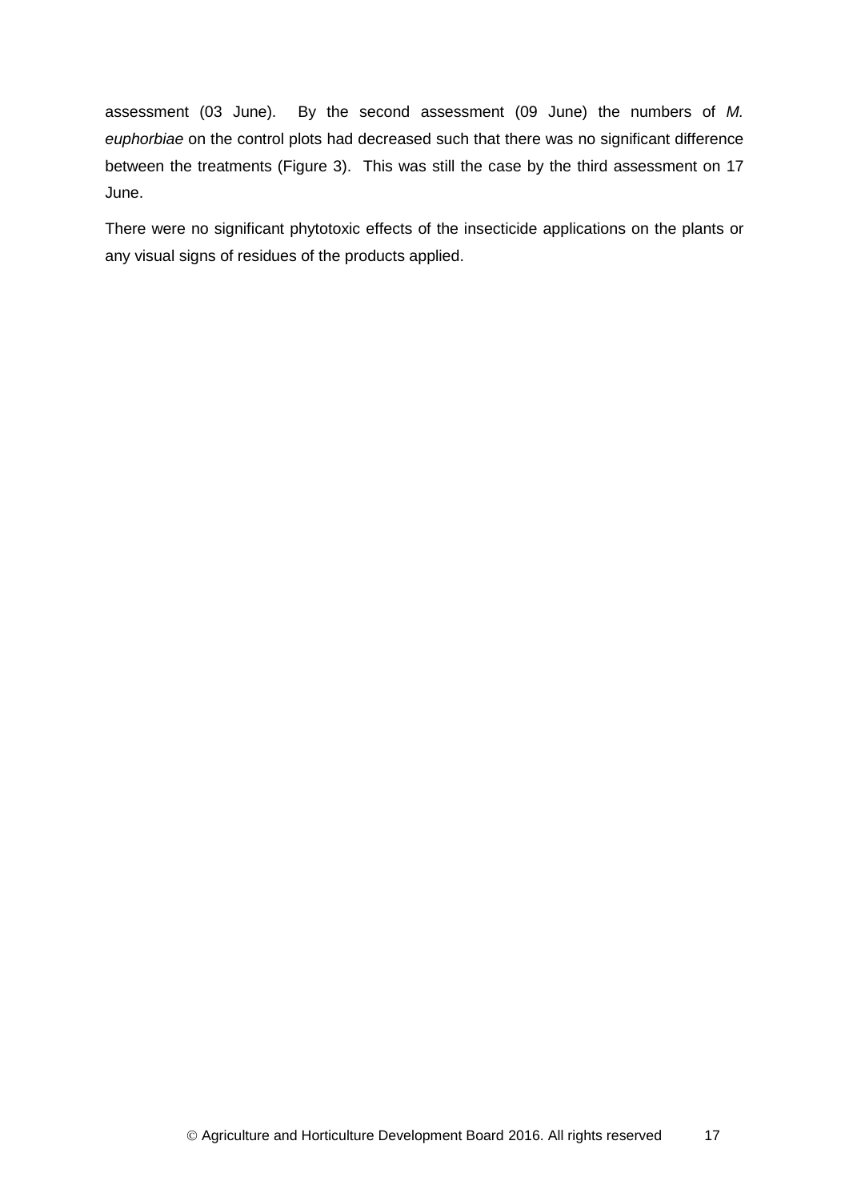assessment (03 June). By the second assessment (09 June) the numbers of *M. euphorbiae* on the control plots had decreased such that there was no significant difference between the treatments (Figure 3). This was still the case by the third assessment on 17 June.

There were no significant phytotoxic effects of the insecticide applications on the plants or any visual signs of residues of the products applied.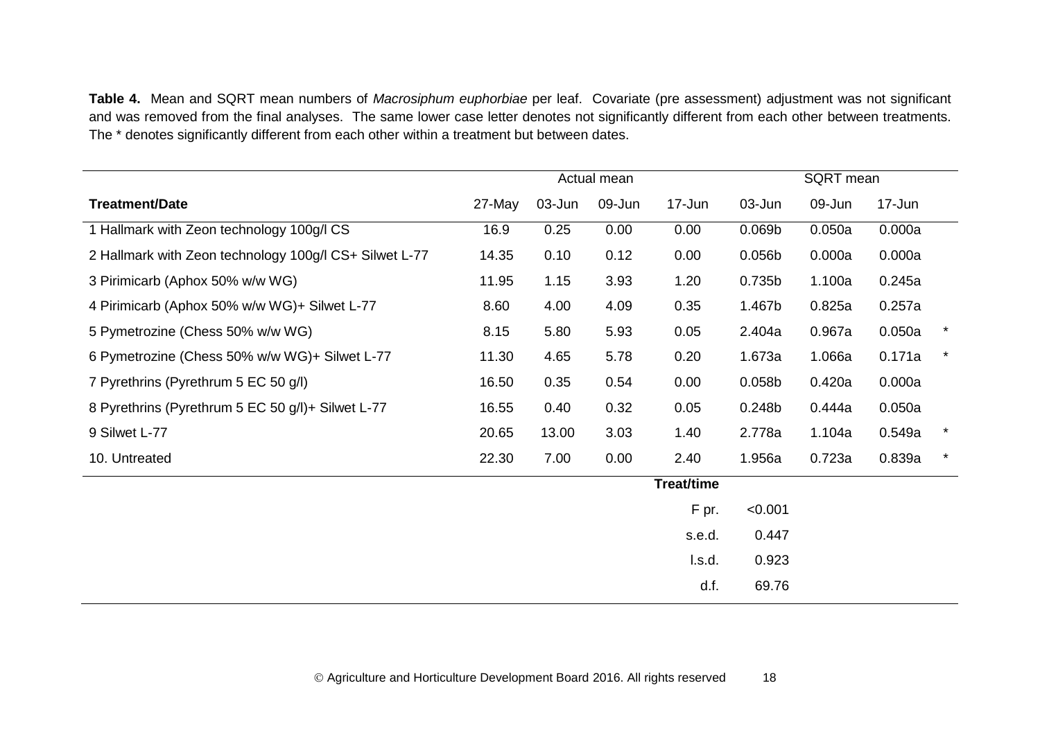**Table 4.** Mean and SQRT mean numbers of *Macrosiphum euphorbiae* per leaf. Covariate (pre assessment) adjustment was not significant and was removed from the final analyses. The same lower case letter denotes not significantly different from each other between treatments. The * denotes significantly different from each other within a treatment but between dates.

| | Actual mean | | | | SQRT mean | | | |
|---|---|---|---|---|---|---|---|---|
| **Treatment/Date** | 27-May | 03-Jun | 09-Jun | 17-Jun | 03-Jun | 09-Jun | 17-Jun | |
| 1 Hallmark with Zeon technology 100g/l CS | 16.9 | 0.25 | 0.00 | 0.00 | 0.069b | 0.050a | 0.000a | |
| 2 Hallmark with Zeon technology 100g/l CS+ Silwet L-77 | 14.35 | 0.10 | 0.12 | 0.00 | 0.056b | 0.000a | 0.000a | |
| 3 Pirimicarb (Aphox 50% w/w WG) | 11.95 | 1.15 | 3.93 | 1.20 | 0.735b | 1.100a | 0.245a | |
| 4 Pirimicarb (Aphox 50% w/w WG)+ Silwet L-77 | 8.60 | 4.00 | 4.09 | 0.35 | 1.467b | 0.825a | 0.257a | |
| 5 Pymetrozine (Chess 50% w/w WG) | 8.15 | 5.80 | 5.93 | 0.05 | 2.404a | 0.967a | 0.050a | * |
| 6 Pymetrozine (Chess 50% w/w WG)+ Silwet L-77 | 11.30 | 4.65 | 5.78 | 0.20 | 1.673a | 1.066a | 0.171a | * |
| 7 Pyrethrins (Pyrethrum 5 EC 50 g/l) | 16.50 | 0.35 | 0.54 | 0.00 | 0.058b | 0.420a | 0.000a | |
| 8 Pyrethrins (Pyrethrum 5 EC 50 g/l)+ Silwet L-77 | 16.55 | 0.40 | 0.32 | 0.05 | 0.248b | 0.444a | 0.050a | |
| 9 Silwet L-77 | 20.65 | 13.00 | 3.03 | 1.40 | 2.778a | 1.104a | 0.549a | * |
| 10. Untreated | 22.30 | 7.00 | 0.00 | 2.40 | 1.956a | 0.723a | 0.839a | * |
| | | | | **Treat/time** | | | | |
| | | | | F pr. | <0.001 | | | |
| | | | | s.e.d. | 0.447 | | | |
| | | | | l.s.d. | 0.923 | | | |
| | | | | d.f. | 69.76 | | | |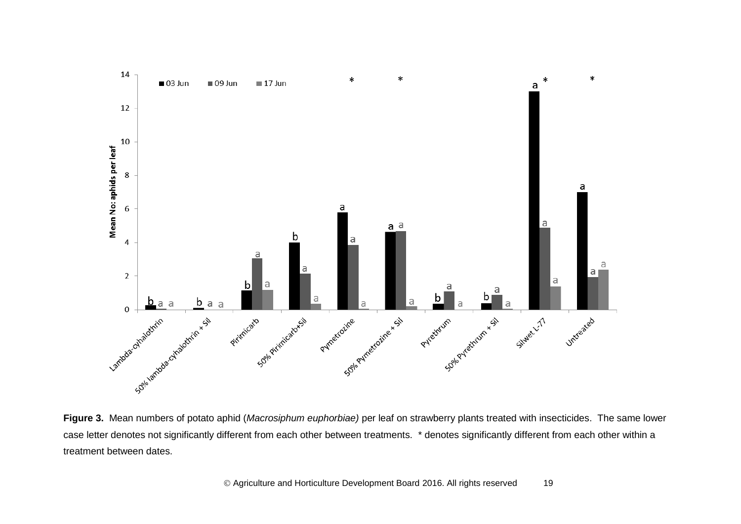**Figure 3.** Mean numbers of potato aphid (*Macrosiphum euphorbiae)* per leaf on strawberry plants treated with insecticides. The same lower case letter denotes not significantly different from each other between treatments. * denotes significantly different from each other within a treatment between dates.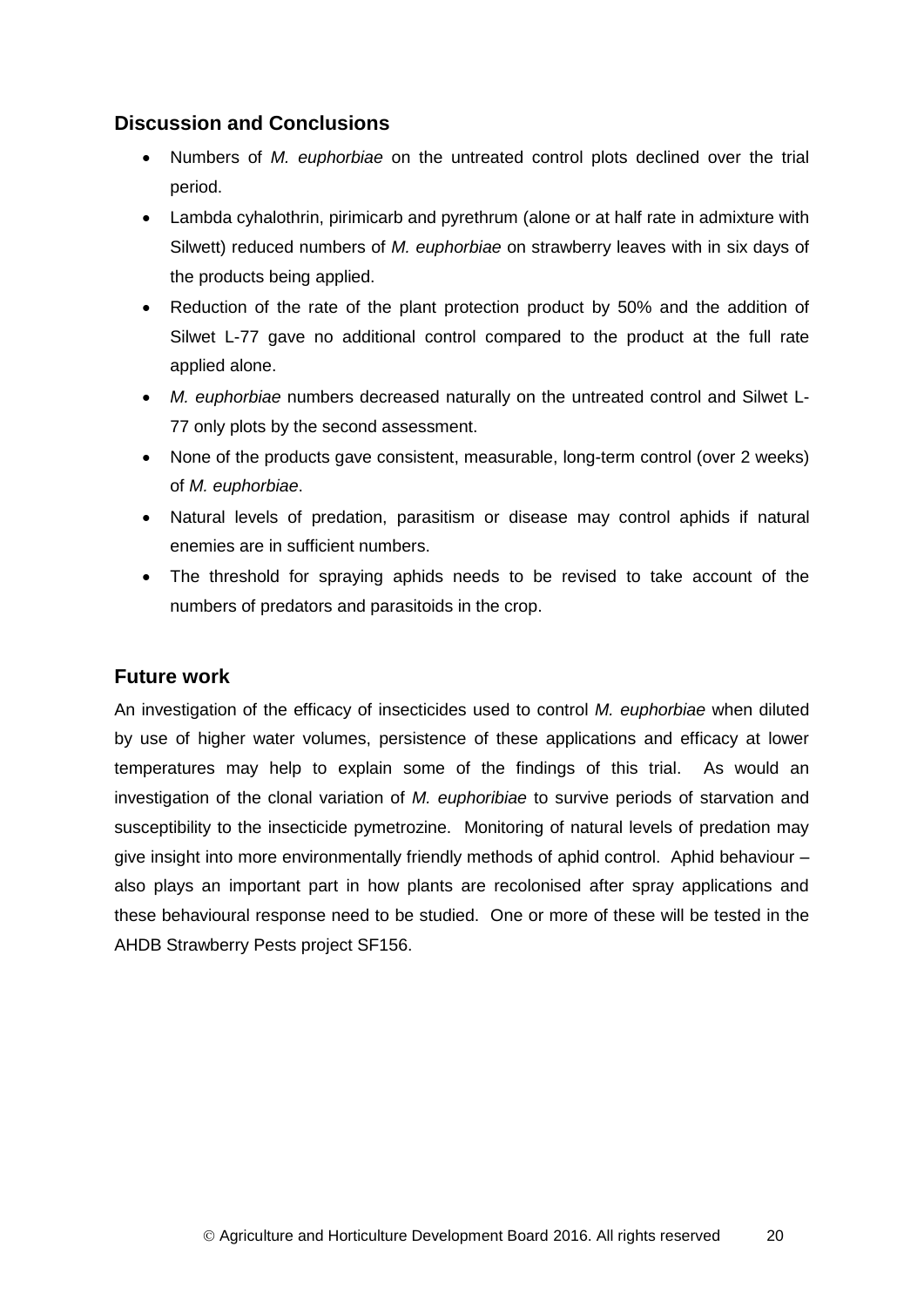## Discussion and Conclusions

- Numbers of *M. euphorbiae* on the untreated control plots declined over the trial period.
- Lambda cyhalothrin, pirimicarb and pyrethrum (alone or at half rate in admixture with Silwett) reduced numbers of *M. euphorbiae* on strawberry leaves with in six days of the products being applied.
- Reduction of the rate of the plant protection product by 50% and the addition of Silwet L-77 gave no additional control compared to the product at the full rate applied alone.
- *M. euphorbiae* numbers decreased naturally on the untreated control and Silwet L-77 only plots by the second assessment.
- None of the products gave consistent, measurable, long-term control (over 2 weeks) of *M. euphorbiae*.
- Natural levels of predation, parasitism or disease may control aphids if natural enemies are in sufficient numbers.
- The threshold for spraying aphids needs to be revised to take account of the numbers of predators and parasitoids in the crop.

## Future work

An investigation of the efficacy of insecticides used to control *M. euphorbiae* when diluted by use of higher water volumes, persistence of these applications and efficacy at lower temperatures may help to explain some of the findings of this trial. As would an investigation of the clonal variation of *M. euphoribiae* to survive periods of starvation and susceptibility to the insecticide pymetrozine. Monitoring of natural levels of predation may give insight into more environmentally friendly methods of aphid control. Aphid behaviour – also plays an important part in how plants are recolonised after spray applications and these behavioural response need to be studied. One or more of these will be tested in the AHDB Strawberry Pests project SF156.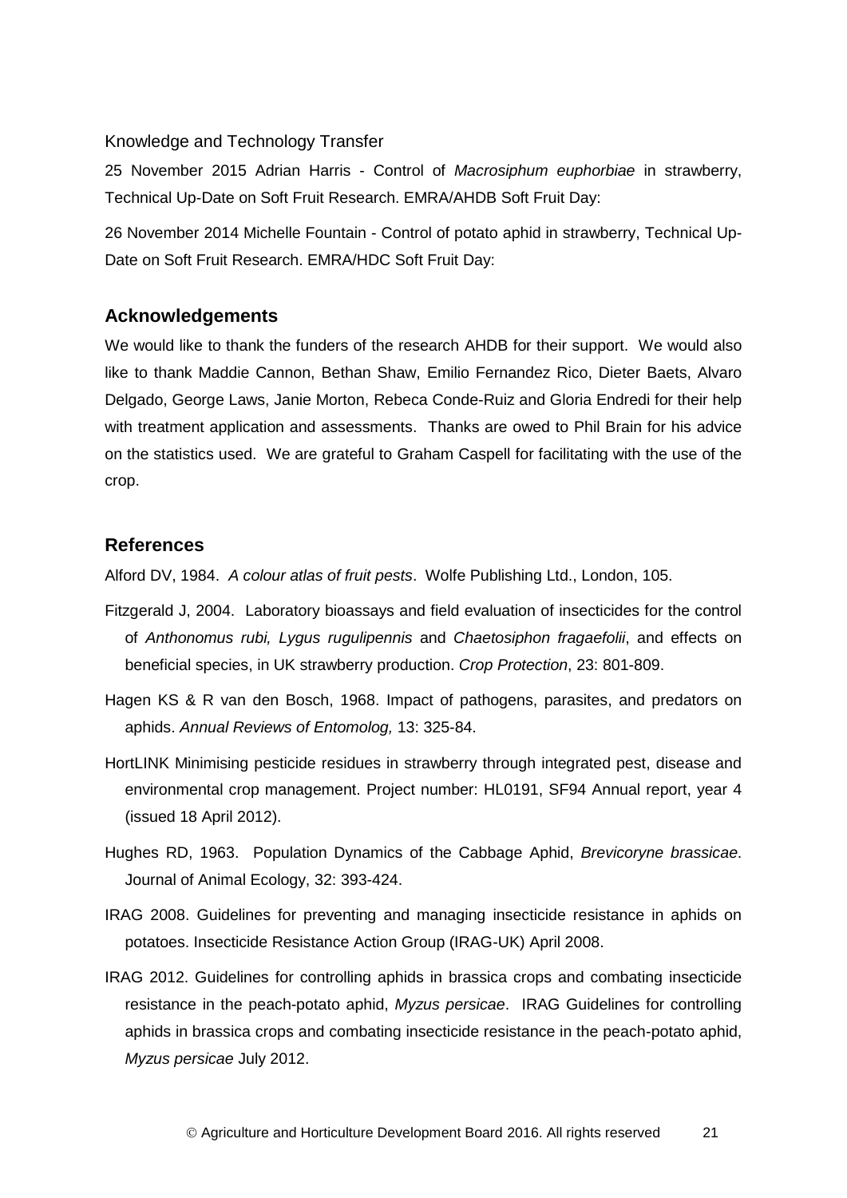Knowledge and Technology Transfer

25 November 2015 Adrian Harris - Control of *Macrosiphum euphorbiae* in strawberry, Technical Up-Date on Soft Fruit Research. EMRA/AHDB Soft Fruit Day:

26 November 2014 Michelle Fountain - Control of potato aphid in strawberry, Technical Up-Date on Soft Fruit Research. EMRA/HDC Soft Fruit Day:

## Acknowledgements

We would like to thank the funders of the research AHDB for their support. We would also like to thank Maddie Cannon, Bethan Shaw, Emilio Fernandez Rico, Dieter Baets, Alvaro Delgado, George Laws, Janie Morton, Rebeca Conde-Ruiz and Gloria Endredi for their help with treatment application and assessments. Thanks are owed to Phil Brain for his advice on the statistics used. We are grateful to Graham Caspell for facilitating with the use of the crop.

## References

Alford DV, 1984. *A colour atlas of fruit pests*. Wolfe Publishing Ltd., London, 105.

Fitzgerald J, 2004. Laboratory bioassays and field evaluation of insecticides for the control of *Anthonomus rubi, Lygus rugulipennis* and *Chaetosiphon fragaefolii*, and effects on beneficial species, in UK strawberry production. *Crop Protection*, 23: 801-809.

Hagen KS & R van den Bosch, 1968. Impact of pathogens, parasites, and predators on aphids. *Annual Reviews of Entomolog,* 13: 325-84.

HortLINK Minimising pesticide residues in strawberry through integrated pest, disease and environmental crop management. Project number: HL0191, SF94 Annual report, year 4 (issued 18 April 2012).

Hughes RD, 1963. Population Dynamics of the Cabbage Aphid, *Brevicoryne brassicae*. Journal of Animal Ecology, 32: 393-424.

IRAG 2008. Guidelines for preventing and managing insecticide resistance in aphids on potatoes. Insecticide Resistance Action Group (IRAG-UK) April 2008.

IRAG 2012. Guidelines for controlling aphids in brassica crops and combating insecticide resistance in the peach-potato aphid, *Myzus persicae*. IRAG Guidelines for controlling aphids in brassica crops and combating insecticide resistance in the peach-potato aphid, *Myzus persicae* July 2012.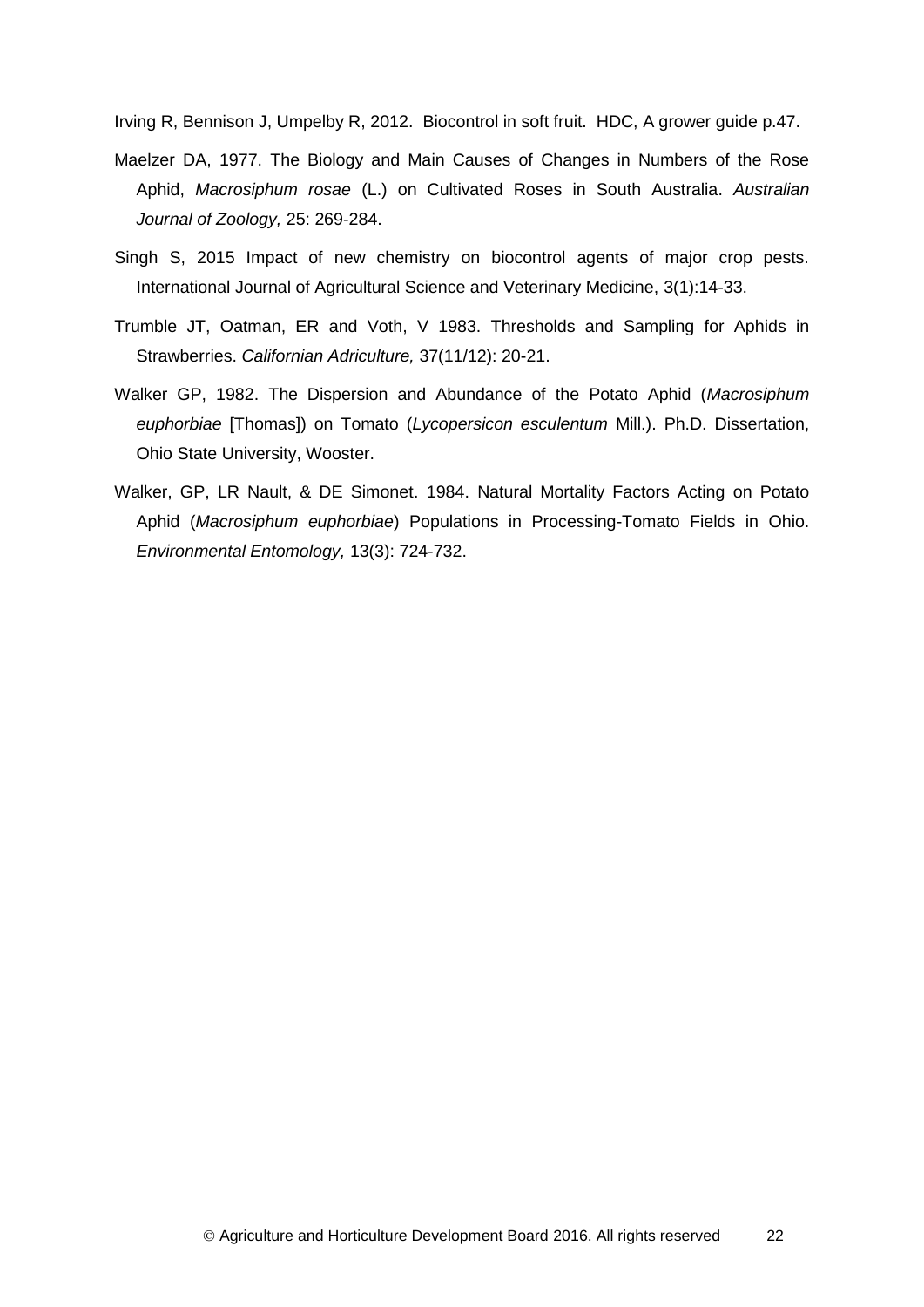Irving R, Bennison J, Umpelby R, 2012. Biocontrol in soft fruit. HDC, A grower guide p.47.

Maelzer DA, 1977. The Biology and Main Causes of Changes in Numbers of the Rose Aphid, *Macrosiphum rosae* (L.) on Cultivated Roses in South Australia. *Australian Journal of Zoology,* 25: 269-284.

Singh S, 2015 Impact of new chemistry on biocontrol agents of major crop pests. International Journal of Agricultural Science and Veterinary Medicine, 3(1):14-33.

Trumble JT, Oatman, ER and Voth, V 1983. Thresholds and Sampling for Aphids in Strawberries. *Californian Adriculture,* 37(11/12): 20-21.

Walker GP, 1982. The Dispersion and Abundance of the Potato Aphid (*Macrosiphum euphorbiae* [Thomas]) on Tomato (*Lycopersicon esculentum* Mill.). Ph.D. Dissertation, Ohio State University, Wooster.

Walker, GP, LR Nault, & DE Simonet. 1984. Natural Mortality Factors Acting on Potato Aphid (*Macrosiphum euphorbiae*) Populations in Processing-Tomato Fields in Ohio. *Environmental Entomology,* 13(3): 724-732.